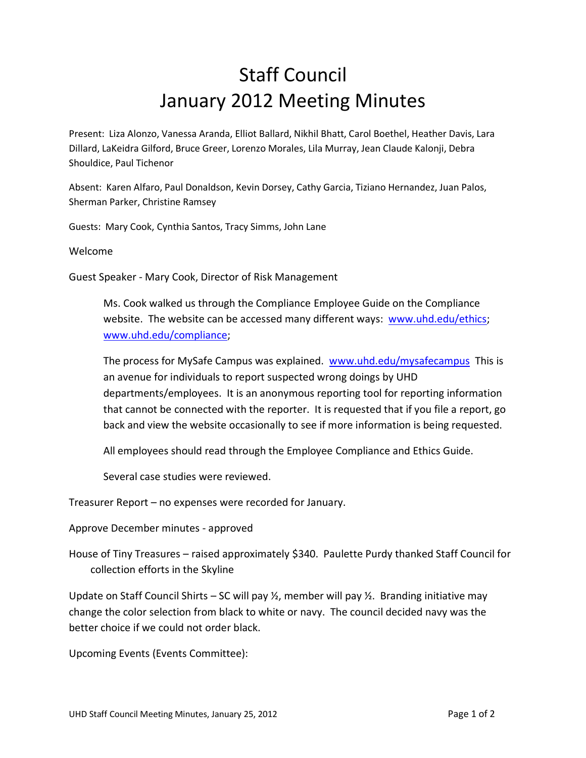# Staff Council
# January 2012 Meeting Minutes

Present: Liza Alonzo, Vanessa Aranda, Elliot Ballard, Nikhil Bhatt, Carol Boethel, Heather Davis, Lara Dillard, LaKeidra Gilford, Bruce Greer, Lorenzo Morales, Lila Murray, Jean Claude Kalonji, Debra Shouldice, Paul Tichenor

Absent: Karen Alfaro, Paul Donaldson, Kevin Dorsey, Cathy Garcia, Tiziano Hernandez, Juan Palos, Sherman Parker, Christine Ramsey

Guests: Mary Cook, Cynthia Santos, Tracy Simms, John Lane

Welcome

Guest Speaker - Mary Cook, Director of Risk Management

> Ms. Cook walked us through the Compliance Employee Guide on the Compliance website. The website can be accessed many different ways: www.uhd.edu/ethics; www.uhd.edu/compliance;
>
> The process for MySafe Campus was explained. www.uhd.edu/mysafecampus This is an avenue for individuals to report suspected wrong doings by UHD departments/employees. It is an anonymous reporting tool for reporting information that cannot be connected with the reporter. It is requested that if you file a report, go back and view the website occasionally to see if more information is being requested.
>
> All employees should read through the Employee Compliance and Ethics Guide.
>
> Several case studies were reviewed.

Treasurer Report – no expenses were recorded for January.

Approve December minutes - approved

House of Tiny Treasures – raised approximately $340. Paulette Purdy thanked Staff Council for collection efforts in the Skyline

Update on Staff Council Shirts – SC will pay ½, member will pay ½. Branding initiative may change the color selection from black to white or navy. The council decided navy was the better choice if we could not order black.

Upcoming Events (Events Committee):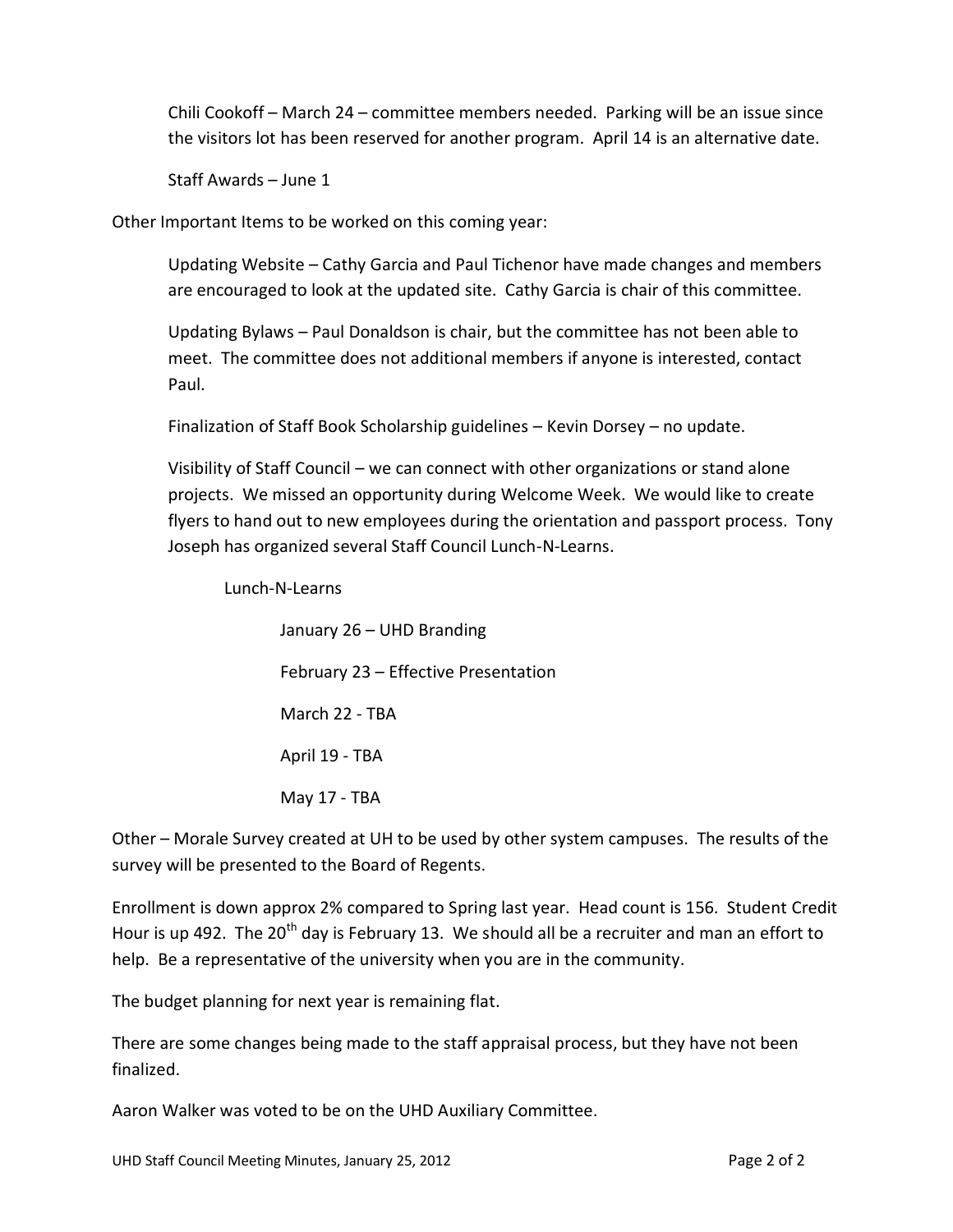Chili Cookoff – March 24 – committee members needed. Parking will be an issue since the visitors lot has been reserved for another program. April 14 is an alternative date.

Staff Awards – June 1

Other Important Items to be worked on this coming year:

Updating Website – Cathy Garcia and Paul Tichenor have made changes and members are encouraged to look at the updated site. Cathy Garcia is chair of this committee.

Updating Bylaws – Paul Donaldson is chair, but the committee has not been able to meet. The committee does not additional members if anyone is interested, contact Paul.

Finalization of Staff Book Scholarship guidelines – Kevin Dorsey – no update.

Visibility of Staff Council – we can connect with other organizations or stand alone projects. We missed an opportunity during Welcome Week. We would like to create flyers to hand out to new employees during the orientation and passport process. Tony Joseph has organized several Staff Council Lunch-N-Learns.

Lunch-N-Learns

- January 26 – UHD Branding
- February 23 – Effective Presentation
- March 22 - TBA
- April 19 - TBA
- May 17 - TBA

Other – Morale Survey created at UH to be used by other system campuses. The results of the survey will be presented to the Board of Regents.

Enrollment is down approx 2% compared to Spring last year. Head count is 156. Student Credit Hour is up 492. The 20th day is February 13. We should all be a recruiter and man an effort to help. Be a representative of the university when you are in the community.

The budget planning for next year is remaining flat.

There are some changes being made to the staff appraisal process, but they have not been finalized.

Aaron Walker was voted to be on the UHD Auxiliary Committee.